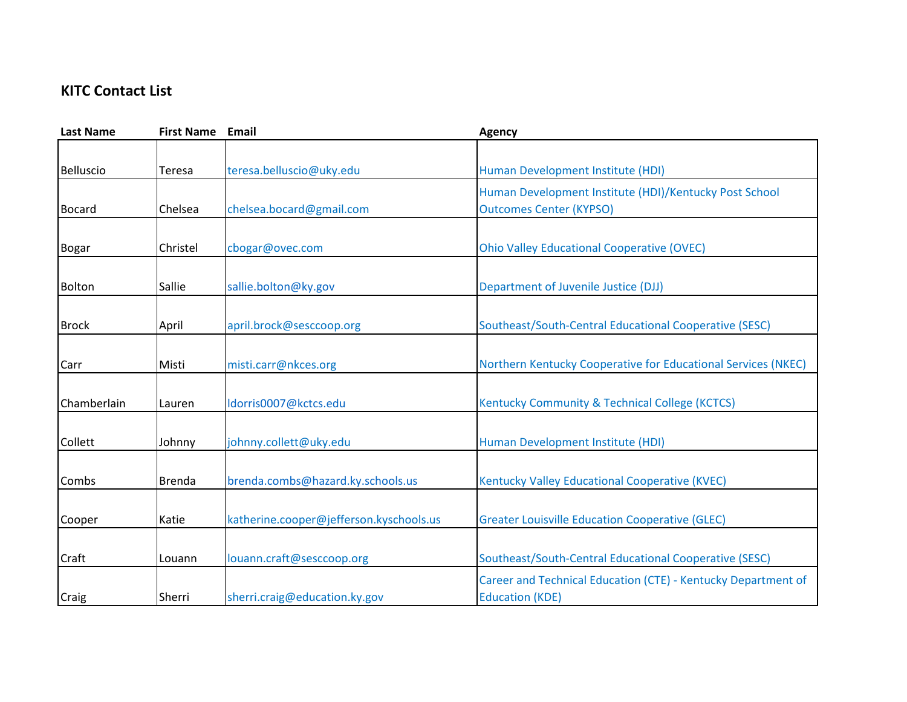## KITC Contact List

| Last Name | First Name | Email | Agency |
|---|---|---|---|
| Belluscio | Teresa | teresa.belluscio@uky.edu | Human Development Institute (HDI) |
| Bocard | Chelsea | chelsea.bocard@gmail.com | Human Development Institute (HDI)/Kentucky Post School Outcomes Center (KYPSO) |
| Bogar | Christel | cbogar@ovec.com | Ohio Valley Educational Cooperative (OVEC) |
| Bolton | Sallie | sallie.bolton@ky.gov | Department of Juvenile Justice (DJJ) |
| Brock | April | april.brock@sesccoop.org | Southeast/South-Central Educational Cooperative (SESC) |
| Carr | Misti | misti.carr@nkces.org | Northern Kentucky Cooperative for Educational Services (NKEC) |
| Chamberlain | Lauren | ldorris0007@kctcs.edu | Kentucky Community & Technical College (KCTCS) |
| Collett | Johnny | johnny.collett@uky.edu | Human Development Institute (HDI) |
| Combs | Brenda | brenda.combs@hazard.ky.schools.us | Kentucky Valley Educational Cooperative (KVEC) |
| Cooper | Katie | katherine.cooper@jefferson.kyschools.us | Greater Louisville Education Cooperative (GLEC) |
| Craft | Louann | louann.craft@sesccoop.org | Southeast/South-Central Educational Cooperative (SESC) |
| Craig | Sherri | sherri.craig@education.ky.gov | Career and Technical Education (CTE) - Kentucky Department of Education (KDE) |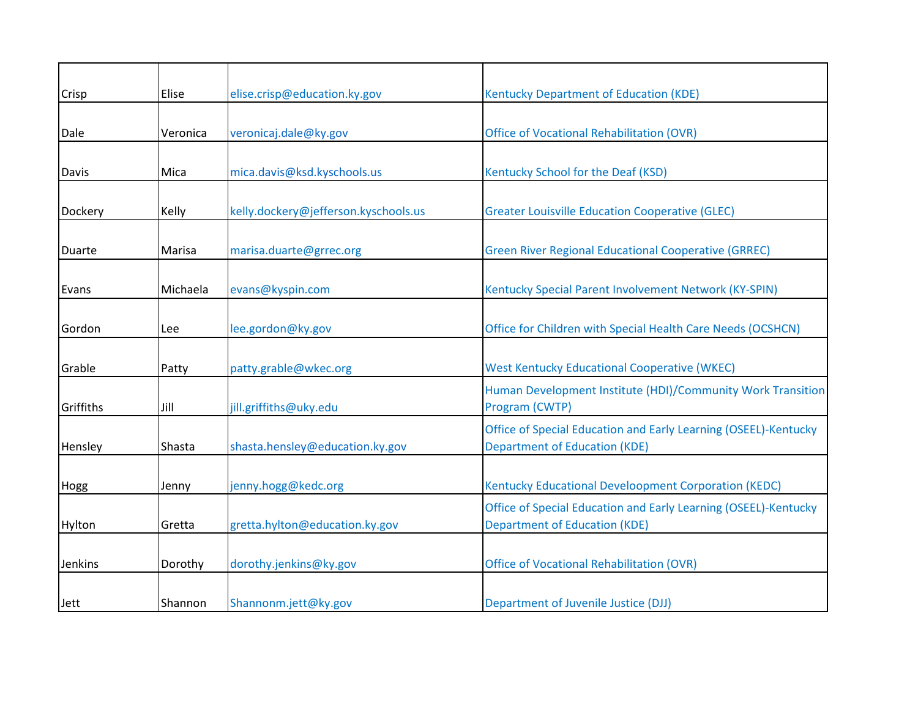| | | | |
|---|---|---|---|
| Crisp | Elise | elise.crisp@education.ky.gov | Kentucky Department of Education (KDE) |
| Dale | Veronica | veronicaj.dale@ky.gov | Office of Vocational Rehabilitation (OVR) |
| Davis | Mica | mica.davis@ksd.kyschools.us | Kentucky School for the Deaf (KSD) |
| Dockery | Kelly | kelly.dockery@jefferson.kyschools.us | Greater Louisville Education Cooperative (GLEC) |
| Duarte | Marisa | marisa.duarte@grrec.org | Green River Regional Educational Cooperative (GRREC) |
| Evans | Michaela | evans@kyspin.com | Kentucky Special Parent Involvement Network (KY-SPIN) |
| Gordon | Lee | lee.gordon@ky.gov | Office for Children with Special Health Care Needs (OCSHCN) |
| Grable | Patty | patty.grable@wkec.org | West Kentucky Educational Cooperative (WKEC) |
| Griffiths | Jill | jill.griffiths@uky.edu | Human Development Institute (HDI)/Community Work Transition Program (CWTP) |
| Hensley | Shasta | shasta.hensley@education.ky.gov | Office of Special Education and Early Learning (OSEEL)-Kentucky Department of Education (KDE) |
| Hogg | Jenny | jenny.hogg@kedc.org | Kentucky Educational Develoopment Corporation (KEDC) |
| Hylton | Gretta | gretta.hylton@education.ky.gov | Office of Special Education and Early Learning (OSEEL)-Kentucky Department of Education (KDE) |
| Jenkins | Dorothy | dorothy.jenkins@ky.gov | Office of Vocational Rehabilitation (OVR) |
| Jett | Shannon | Shannonm.jett@ky.gov | Department of Juvenile Justice (DJJ) |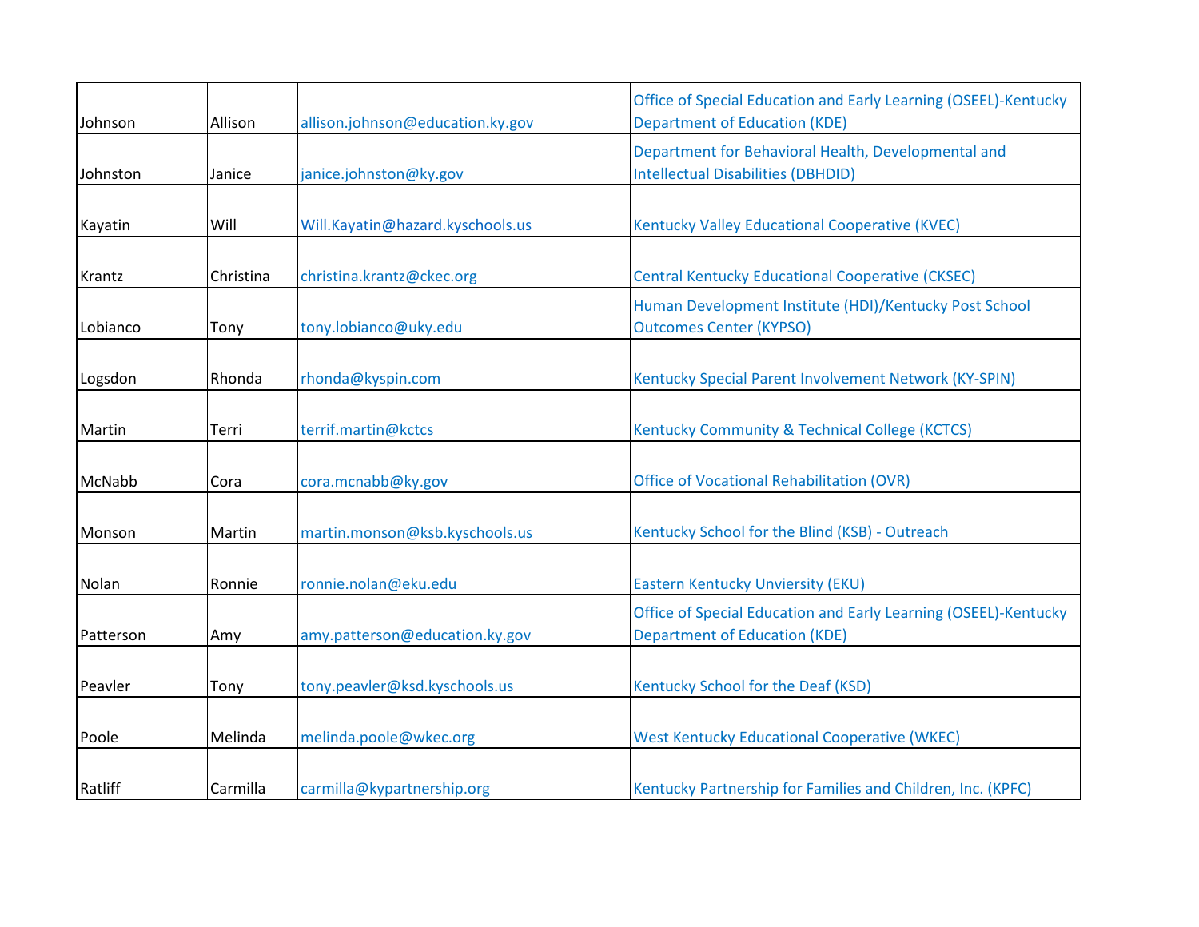| | | | |
|---|---|---|---|
| Johnson | Allison | allison.johnson@education.ky.gov | Office of Special Education and Early Learning (OSEEL)-Kentucky Department of Education (KDE) |
| Johnston | Janice | janice.johnston@ky.gov | Department for Behavioral Health, Developmental and Intellectual Disabilities (DBHDID) |
| Kayatin | Will | Will.Kayatin@hazard.kyschools.us | Kentucky Valley Educational Cooperative (KVEC) |
| Krantz | Christina | christina.krantz@ckec.org | Central Kentucky Educational Cooperative (CKSEC) |
| Lobianco | Tony | tony.lobianco@uky.edu | Human Development Institute (HDI)/Kentucky Post School Outcomes Center (KYPSO) |
| Logsdon | Rhonda | rhonda@kyspin.com | Kentucky Special Parent Involvement Network (KY-SPIN) |
| Martin | Terri | terrif.martin@kctcs | Kentucky Community & Technical College (KCTCS) |
| McNabb | Cora | cora.mcnabb@ky.gov | Office of Vocational Rehabilitation (OVR) |
| Monson | Martin | martin.monson@ksb.kyschools.us | Kentucky School for the Blind (KSB) - Outreach |
| Nolan | Ronnie | ronnie.nolan@eku.edu | Eastern Kentucky Unviersity (EKU) |
| Patterson | Amy | amy.patterson@education.ky.gov | Office of Special Education and Early Learning (OSEEL)-Kentucky Department of Education (KDE) |
| Peavler | Tony | tony.peavler@ksd.kyschools.us | Kentucky School for the Deaf (KSD) |
| Poole | Melinda | melinda.poole@wkec.org | West Kentucky Educational Cooperative (WKEC) |
| Ratliff | Carmilla | carmilla@kypartnership.org | Kentucky Partnership for Families and Children, Inc. (KPFC) |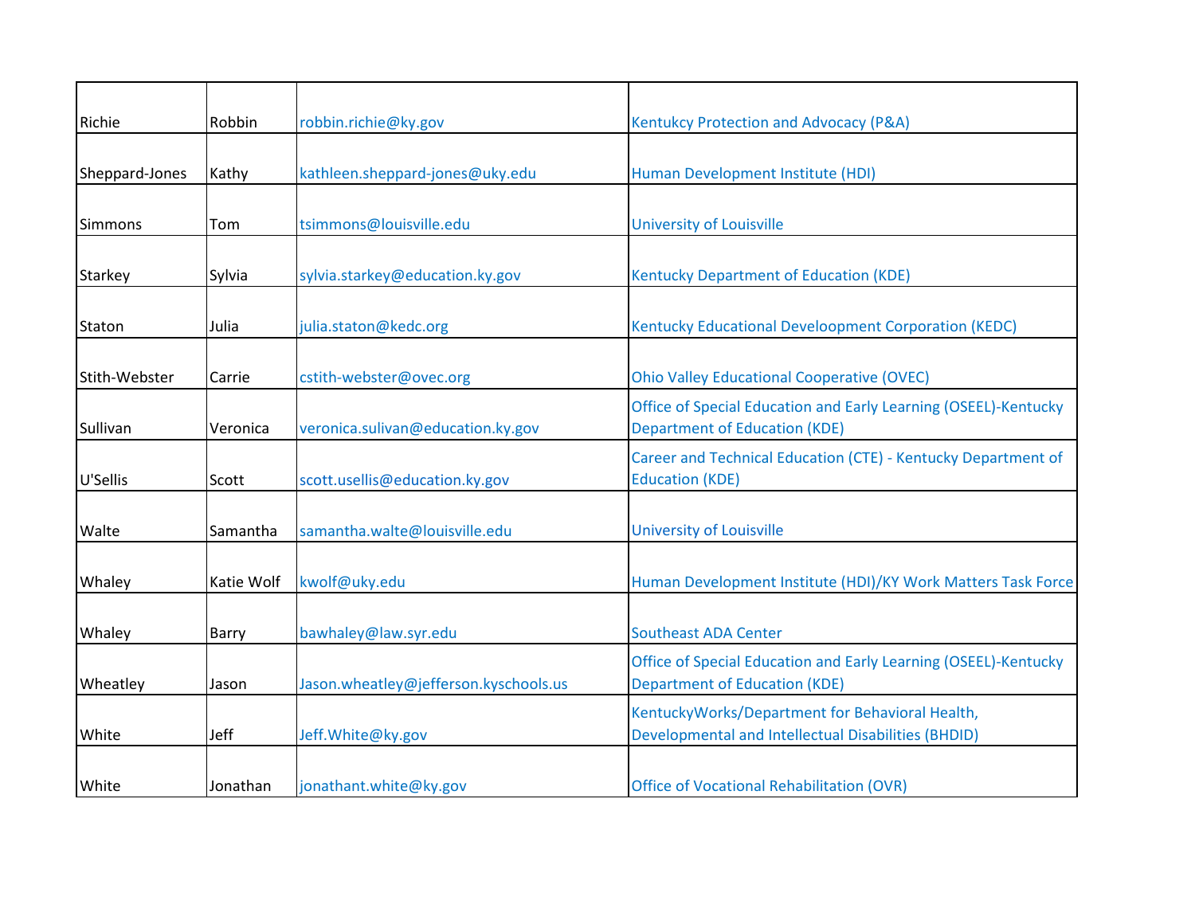| | | | |
|---|---|---|---|
| Richie | Robbin | robbin.richie@ky.gov | Kentukcy Protection and Advocacy (P&A) |
| Sheppard-Jones | Kathy | kathleen.sheppard-jones@uky.edu | Human Development Institute (HDI) |
| Simmons | Tom | tsimmons@louisville.edu | University of Louisville |
| Starkey | Sylvia | sylvia.starkey@education.ky.gov | Kentucky Department of Education (KDE) |
| Staton | Julia | julia.staton@kedc.org | Kentucky Educational Develoopment Corporation (KEDC) |
| Stith-Webster | Carrie | cstith-webster@ovec.org | Ohio Valley Educational Cooperative (OVEC) |
| Sullivan | Veronica | veronica.sulivan@education.ky.gov | Office of Special Education and Early Learning (OSEEL)-Kentucky Department of Education (KDE) |
| U'Sellis | Scott | scott.usellis@education.ky.gov | Career and Technical Education (CTE) - Kentucky Department of Education (KDE) |
| Walte | Samantha | samantha.walte@louisville.edu | University of Louisville |
| Whaley | Katie Wolf | kwolf@uky.edu | Human Development Institute (HDI)/KY Work Matters Task Force |
| Whaley | Barry | bawhaley@law.syr.edu | Southeast ADA Center |
| Wheatley | Jason | Jason.wheatley@jefferson.kyschools.us | Office of Special Education and Early Learning (OSEEL)-Kentucky Department of Education (KDE) |
| White | Jeff | Jeff.White@ky.gov | KentuckyWorks/Department for Behavioral Health, Developmental and Intellectual Disabilities (BHDID) |
| White | Jonathan | jonathant.white@ky.gov | Office of Vocational Rehabilitation (OVR) |